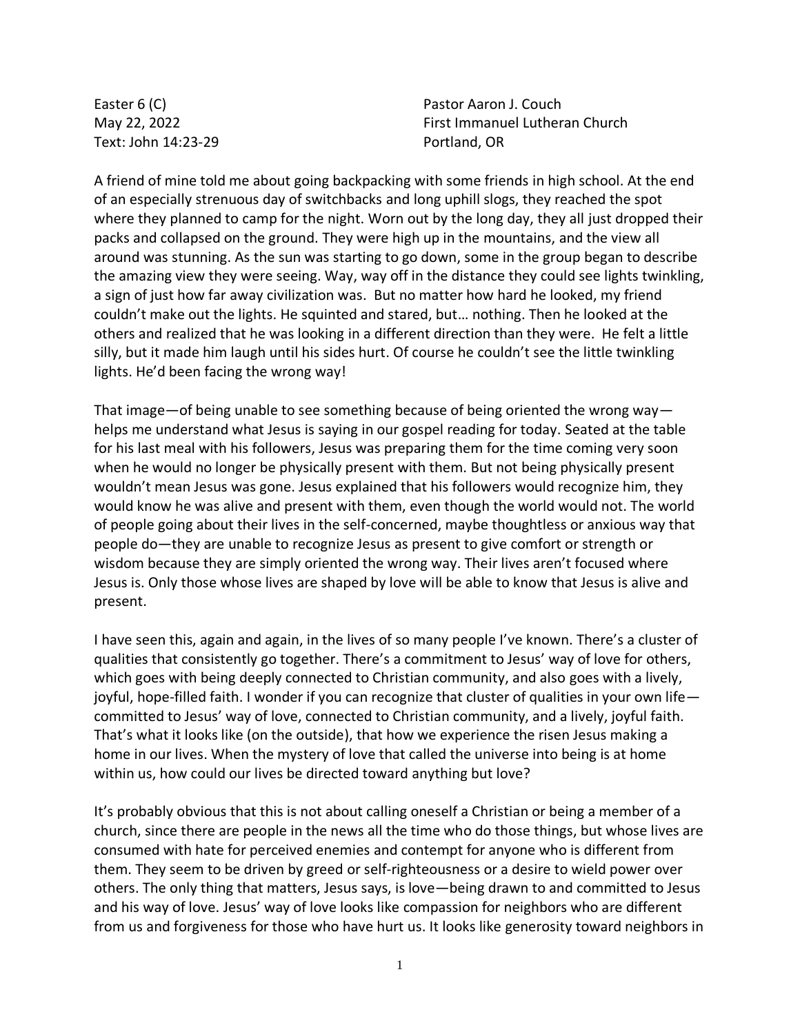Easter 6 (C)
May 22, 2022
Text: John 14:23-29

Pastor Aaron J. Couch
First Immanuel Lutheran Church
Portland, OR

A friend of mine told me about going backpacking with some friends in high school. At the end of an especially strenuous day of switchbacks and long uphill slogs, they reached the spot where they planned to camp for the night. Worn out by the long day, they all just dropped their packs and collapsed on the ground. They were high up in the mountains, and the view all around was stunning. As the sun was starting to go down, some in the group began to describe the amazing view they were seeing. Way, way off in the distance they could see lights twinkling, a sign of just how far away civilization was. But no matter how hard he looked, my friend couldn't make out the lights. He squinted and stared, but… nothing. Then he looked at the others and realized that he was looking in a different direction than they were. He felt a little silly, but it made him laugh until his sides hurt. Of course he couldn't see the little twinkling lights. He'd been facing the wrong way!

That image—of being unable to see something because of being oriented the wrong way—helps me understand what Jesus is saying in our gospel reading for today. Seated at the table for his last meal with his followers, Jesus was preparing them for the time coming very soon when he would no longer be physically present with them. But not being physically present wouldn't mean Jesus was gone. Jesus explained that his followers would recognize him, they would know he was alive and present with them, even though the world would not. The world of people going about their lives in the self-concerned, maybe thoughtless or anxious way that people do—they are unable to recognize Jesus as present to give comfort or strength or wisdom because they are simply oriented the wrong way. Their lives aren't focused where Jesus is. Only those whose lives are shaped by love will be able to know that Jesus is alive and present.

I have seen this, again and again, in the lives of so many people I've known. There's a cluster of qualities that consistently go together. There's a commitment to Jesus' way of love for others, which goes with being deeply connected to Christian community, and also goes with a lively, joyful, hope-filled faith. I wonder if you can recognize that cluster of qualities in your own life—committed to Jesus' way of love, connected to Christian community, and a lively, joyful faith. That's what it looks like (on the outside), that how we experience the risen Jesus making a home in our lives. When the mystery of love that called the universe into being is at home within us, how could our lives be directed toward anything but love?

It's probably obvious that this is not about calling oneself a Christian or being a member of a church, since there are people in the news all the time who do those things, but whose lives are consumed with hate for perceived enemies and contempt for anyone who is different from them. They seem to be driven by greed or self-righteousness or a desire to wield power over others. The only thing that matters, Jesus says, is love—being drawn to and committed to Jesus and his way of love. Jesus' way of love looks like compassion for neighbors who are different from us and forgiveness for those who have hurt us. It looks like generosity toward neighbors in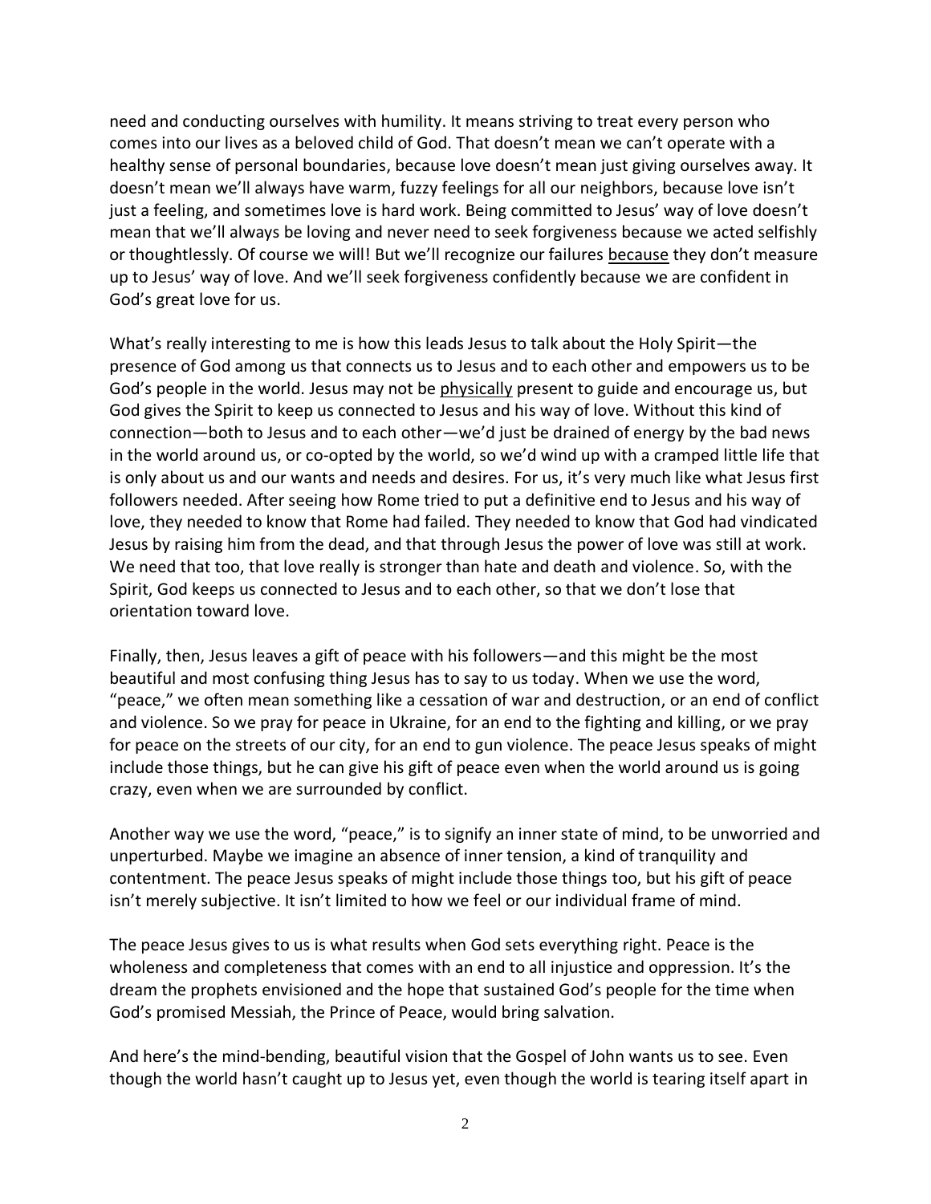need and conducting ourselves with humility. It means striving to treat every person who comes into our lives as a beloved child of God. That doesn't mean we can't operate with a healthy sense of personal boundaries, because love doesn't mean just giving ourselves away. It doesn't mean we'll always have warm, fuzzy feelings for all our neighbors, because love isn't just a feeling, and sometimes love is hard work. Being committed to Jesus' way of love doesn't mean that we'll always be loving and never need to seek forgiveness because we acted selfishly or thoughtlessly. Of course we will! But we'll recognize our failures <u>because</u> they don't measure up to Jesus' way of love. And we'll seek forgiveness confidently because we are confident in God's great love for us.

What's really interesting to me is how this leads Jesus to talk about the Holy Spirit—the presence of God among us that connects us to Jesus and to each other and empowers us to be God's people in the world. Jesus may not be <u>physically</u> present to guide and encourage us, but God gives the Spirit to keep us connected to Jesus and his way of love. Without this kind of connection—both to Jesus and to each other—we'd just be drained of energy by the bad news in the world around us, or co-opted by the world, so we'd wind up with a cramped little life that is only about us and our wants and needs and desires. For us, it's very much like what Jesus first followers needed. After seeing how Rome tried to put a definitive end to Jesus and his way of love, they needed to know that Rome had failed. They needed to know that God had vindicated Jesus by raising him from the dead, and that through Jesus the power of love was still at work. We need that too, that love really is stronger than hate and death and violence. So, with the Spirit, God keeps us connected to Jesus and to each other, so that we don't lose that orientation toward love.

Finally, then, Jesus leaves a gift of peace with his followers—and this might be the most beautiful and most confusing thing Jesus has to say to us today. When we use the word, "peace," we often mean something like a cessation of war and destruction, or an end of conflict and violence. So we pray for peace in Ukraine, for an end to the fighting and killing, or we pray for peace on the streets of our city, for an end to gun violence. The peace Jesus speaks of might include those things, but he can give his gift of peace even when the world around us is going crazy, even when we are surrounded by conflict.

Another way we use the word, "peace," is to signify an inner state of mind, to be unworried and unperturbed. Maybe we imagine an absence of inner tension, a kind of tranquility and contentment. The peace Jesus speaks of might include those things too, but his gift of peace isn't merely subjective. It isn't limited to how we feel or our individual frame of mind.

The peace Jesus gives to us is what results when God sets everything right. Peace is the wholeness and completeness that comes with an end to all injustice and oppression. It's the dream the prophets envisioned and the hope that sustained God's people for the time when God's promised Messiah, the Prince of Peace, would bring salvation.

And here's the mind-bending, beautiful vision that the Gospel of John wants us to see. Even though the world hasn't caught up to Jesus yet, even though the world is tearing itself apart in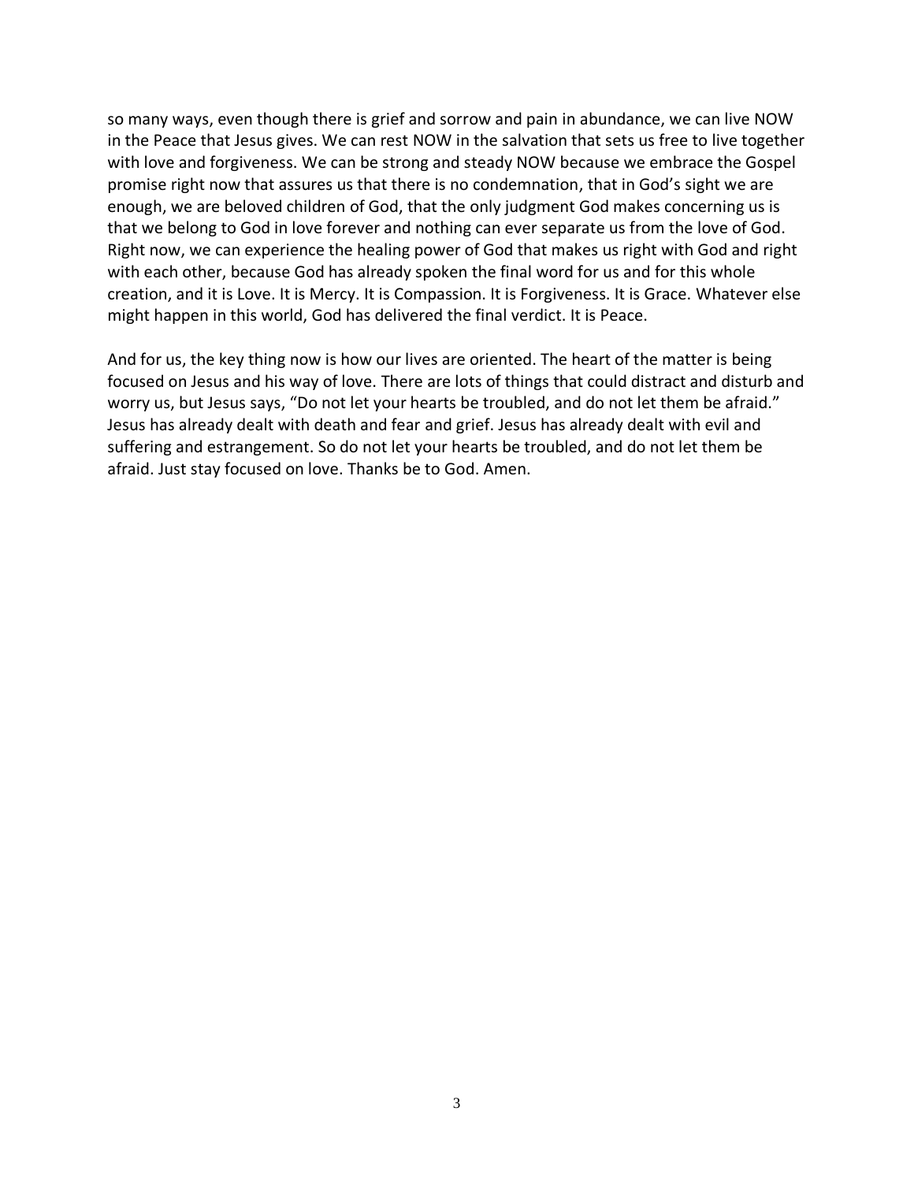so many ways, even though there is grief and sorrow and pain in abundance, we can live NOW in the Peace that Jesus gives. We can rest NOW in the salvation that sets us free to live together with love and forgiveness. We can be strong and steady NOW because we embrace the Gospel promise right now that assures us that there is no condemnation, that in God's sight we are enough, we are beloved children of God, that the only judgment God makes concerning us is that we belong to God in love forever and nothing can ever separate us from the love of God. Right now, we can experience the healing power of God that makes us right with God and right with each other, because God has already spoken the final word for us and for this whole creation, and it is Love. It is Mercy. It is Compassion. It is Forgiveness. It is Grace. Whatever else might happen in this world, God has delivered the final verdict. It is Peace.

And for us, the key thing now is how our lives are oriented. The heart of the matter is being focused on Jesus and his way of love. There are lots of things that could distract and disturb and worry us, but Jesus says, "Do not let your hearts be troubled, and do not let them be afraid." Jesus has already dealt with death and fear and grief. Jesus has already dealt with evil and suffering and estrangement. So do not let your hearts be troubled, and do not let them be afraid. Just stay focused on love. Thanks be to God. Amen.